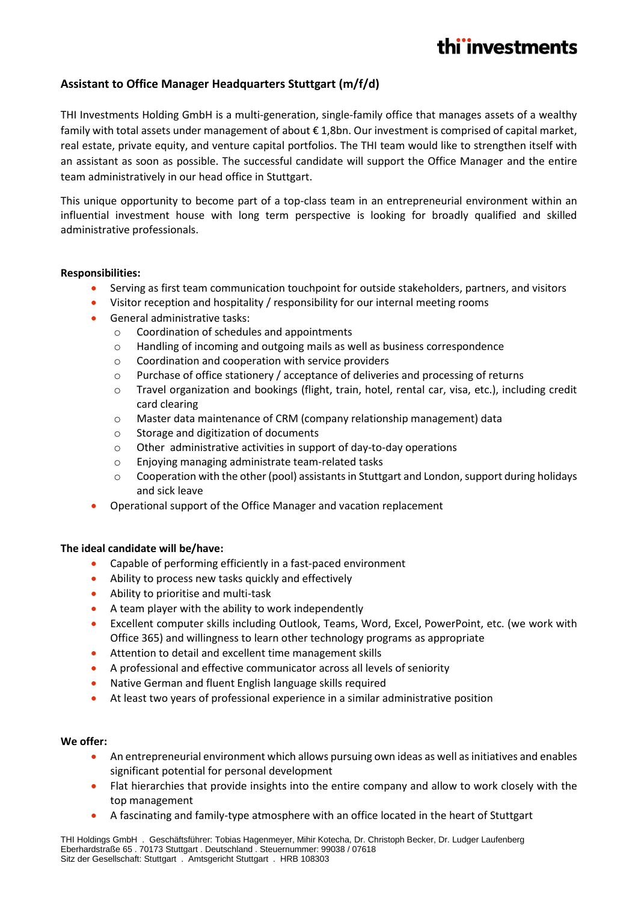# Assistant to Office Manager Headquarters Stuttgart (m/f/d)

THI Investments Holding GmbH is a multi-generation, single-family office that manages assets of a wealthy family with total assets under management of about € 1,8bn. Our investment is comprised of capital market, real estate, private equity, and venture capital portfolios. The THI team would like to strengthen itself with an assistant as soon as possible. The successful candidate will support the Office Manager and the entire team administratively in our head office in Stuttgart.

This unique opportunity to become part of a top-class team in an entrepreneurial environment within an influential investment house with long term perspective is looking for broadly qualified and skilled administrative professionals.

**Responsibilities:**

- Serving as first team communication touchpoint for outside stakeholders, partners, and visitors
- Visitor reception and hospitality / responsibility for our internal meeting rooms
- General administrative tasks:
  - Coordination of schedules and appointments
  - Handling of incoming and outgoing mails as well as business correspondence
  - Coordination and cooperation with service providers
  - Purchase of office stationery / acceptance of deliveries and processing of returns
  - Travel organization and bookings (flight, train, hotel, rental car, visa, etc.), including credit card clearing
  - Master data maintenance of CRM (company relationship management) data
  - Storage and digitization of documents
  - Other administrative activities in support of day-to-day operations
  - Enjoying managing administrate team-related tasks
  - Cooperation with the other (pool) assistants in Stuttgart and London, support during holidays and sick leave
- Operational support of the Office Manager and vacation replacement

**The ideal candidate will be/have:**

- Capable of performing efficiently in a fast-paced environment
- Ability to process new tasks quickly and effectively
- Ability to prioritise and multi-task
- A team player with the ability to work independently
- Excellent computer skills including Outlook, Teams, Word, Excel, PowerPoint, etc. (we work with Office 365) and willingness to learn other technology programs as appropriate
- Attention to detail and excellent time management skills
- A professional and effective communicator across all levels of seniority
- Native German and fluent English language skills required
- At least two years of professional experience in a similar administrative position

**We offer:**

- An entrepreneurial environment which allows pursuing own ideas as well as initiatives and enables significant potential for personal development
- Flat hierarchies that provide insights into the entire company and allow to work closely with the top management
- A fascinating and family-type atmosphere with an office located in the heart of Stuttgart

THI Holdings GmbH . Geschäftsführer: Tobias Hagenmeyer, Mihir Kotecha, Dr. Christoph Becker, Dr. Ludger Laufenberg
Eberhardstraße 65 . 70173 Stuttgart . Deutschland . Steuernummer: 99038 / 07618
Sitz der Gesellschaft: Stuttgart . Amtsgericht Stuttgart . HRB 108303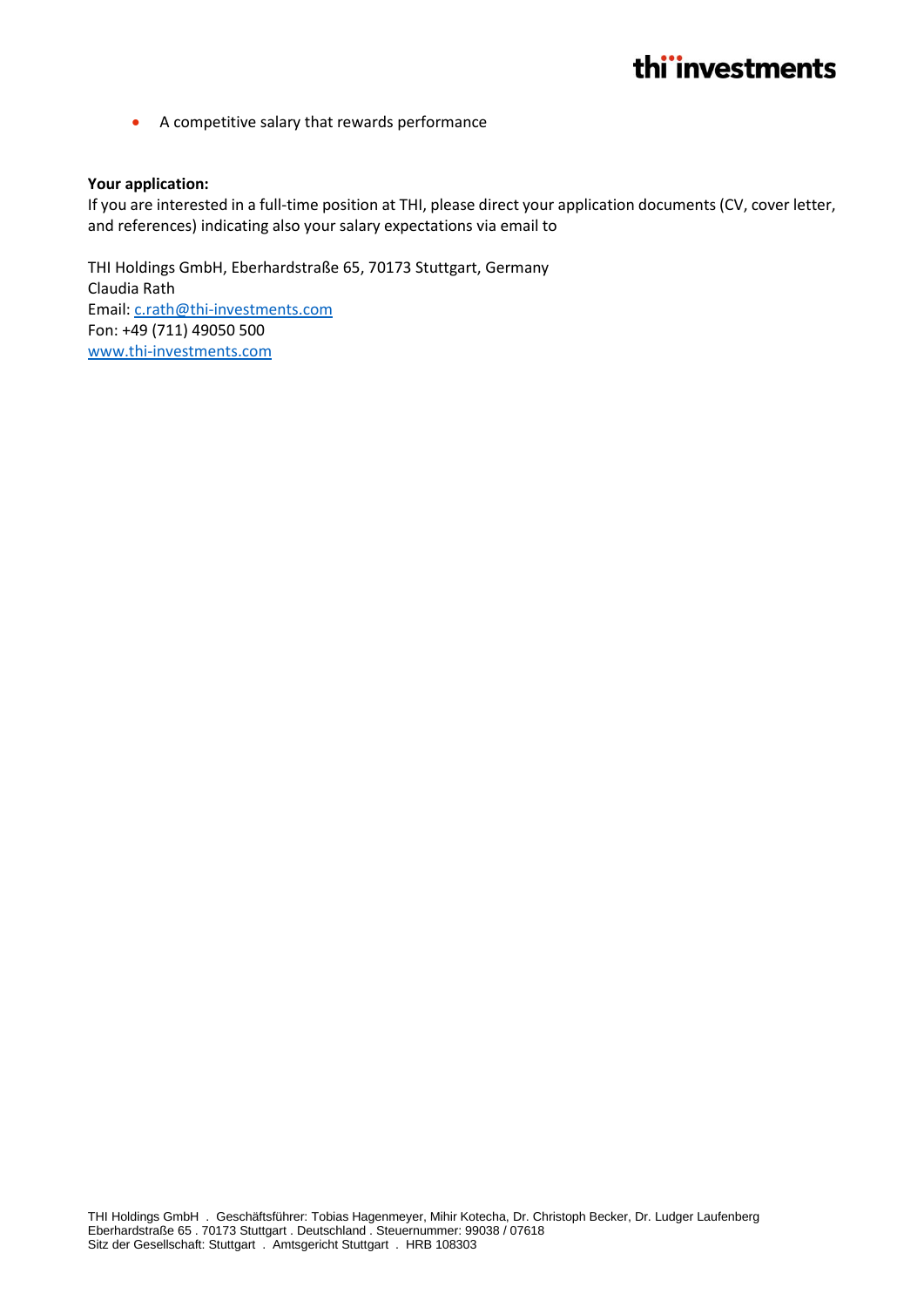- A competitive salary that rewards performance

**Your application:**
If you are interested in a full-time position at THI, please direct your application documents (CV, cover letter, and references) indicating also your salary expectations via email to

THI Holdings GmbH, Eberhardstraße 65, 70173 Stuttgart, Germany
Claudia Rath
Email: c.rath@thi-investments.com
Fon: +49 (711) 49050 500
www.thi-investments.com